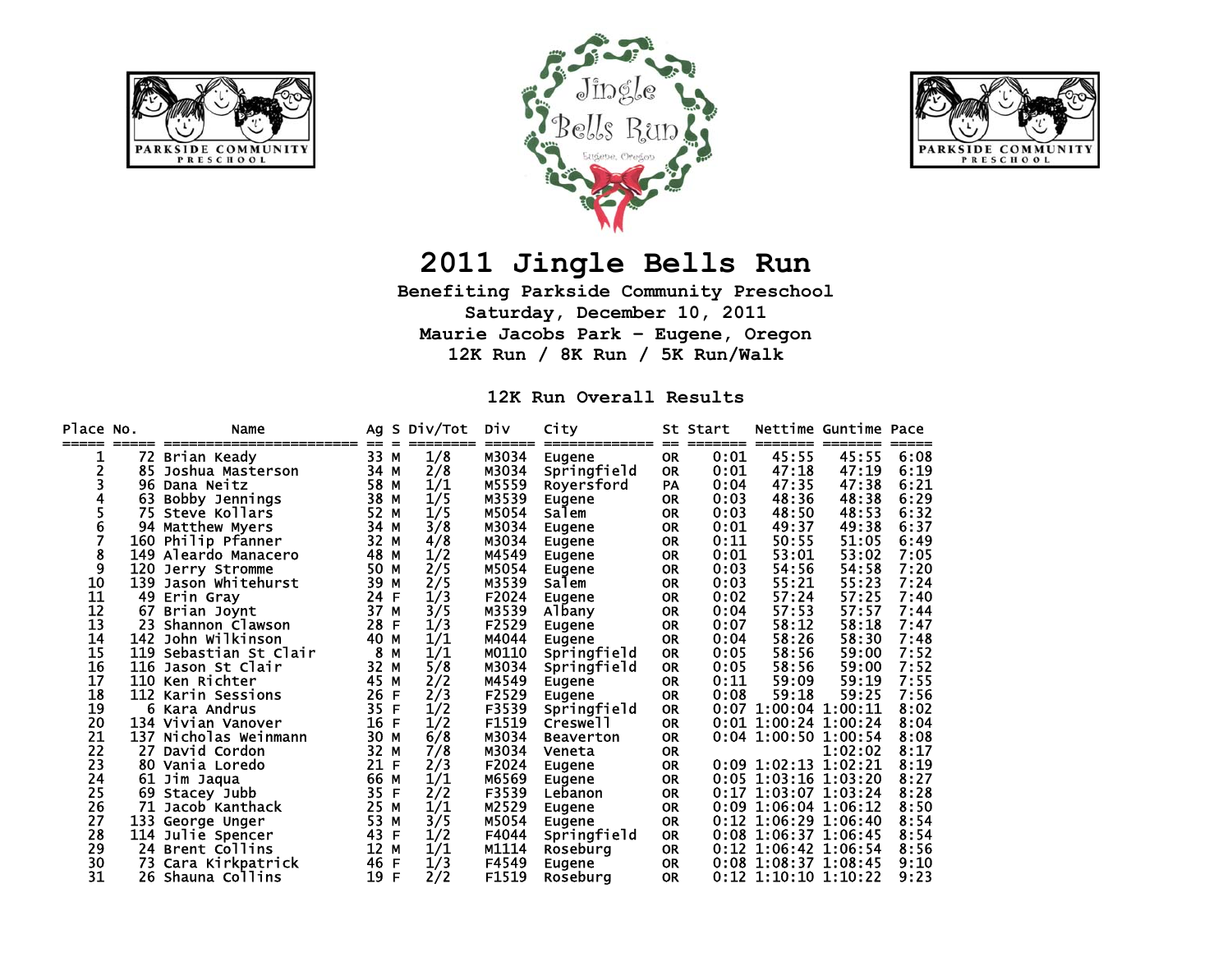# 2011 Jingle Bells Run

**Benefiting Parkside Community Preschool**
**Saturday, December 10, 2011**
**Maurie Jacobs Park - Eugene, Oregon**
**12K Run / 8K Run / 5K Run/Walk**

## 12K Run Overall Results

| Place | No. | Name | Ag | S | Div/Tot | Div | City | St | Start | Nettime | Guntime | Pace |
|---|---|---|---|---|---|---|---|---|---|---|---|---|
| 1 | 72 | Brian Keady | 33 | M | 1/8 | M3034 | Eugene | OR | 0:01 | 45:55 | 45:55 | 6:08 |
| 2 | 85 | Joshua Masterson | 34 | M | 2/8 | M3034 | Springfield | OR | 0:01 | 47:18 | 47:19 | 6:19 |
| 3 | 96 | Dana Neitz | 58 | M | 1/1 | M5559 | Royersford | PA | 0:04 | 47:35 | 47:38 | 6:21 |
| 4 | 63 | Bobby Jennings | 38 | M | 1/5 | M3539 | Eugene | OR | 0:03 | 48:36 | 48:38 | 6:29 |
| 5 | 75 | Steve Kollars | 52 | M | 1/5 | M5054 | Salem | OR | 0:03 | 48:50 | 48:53 | 6:32 |
| 6 | 94 | Matthew Myers | 34 | M | 3/8 | M3034 | Eugene | OR | 0:01 | 49:37 | 49:38 | 6:37 |
| 7 | 160 | Philip Pfanner | 32 | M | 4/8 | M3034 | Eugene | OR | 0:11 | 50:55 | 51:05 | 6:49 |
| 8 | 149 | Aleardo Manacero | 48 | M | 1/2 | M4549 | Eugene | OR | 0:01 | 53:01 | 53:02 | 7:05 |
| 9 | 120 | Jerry Stromme | 50 | M | 2/5 | M5054 | Eugene | OR | 0:03 | 54:56 | 54:58 | 7:20 |
| 10 | 139 | Jason Whitehurst | 39 | M | 2/5 | M3539 | Salem | OR | 0:03 | 55:21 | 55:23 | 7:24 |
| 11 | 49 | Erin Gray | 24 | F | 1/3 | F2024 | Eugene | OR | 0:02 | 57:24 | 57:25 | 7:40 |
| 12 | 67 | Brian Joynt | 37 | M | 3/5 | M3539 | Albany | OR | 0:04 | 57:53 | 57:57 | 7:44 |
| 13 | 23 | Shannon Clawson | 28 | F | 1/3 | F2529 | Eugene | OR | 0:07 | 58:12 | 58:18 | 7:47 |
| 14 | 142 | John Wilkinson | 40 | M | 1/1 | M4044 | Eugene | OR | 0:04 | 58:26 | 58:30 | 7:48 |
| 15 | 119 | Sebastian St Clair | 8 | M | 1/1 | M0110 | Springfield | OR | 0:05 | 58:56 | 59:00 | 7:52 |
| 16 | 116 | Jason St Clair | 32 | M | 5/8 | M3034 | Springfield | OR | 0:05 | 58:56 | 59:00 | 7:52 |
| 17 | 110 | Ken Richter | 45 | M | 2/2 | M4549 | Eugene | OR | 0:11 | 59:09 | 59:19 | 7:55 |
| 18 | 112 | Karin Sessions | 26 | F | 2/3 | F2529 | Eugene | OR | 0:08 | 59:18 | 59:25 | 7:56 |
| 19 | 6 | Kara Andrus | 35 | F | 1/2 | F3539 | Springfield | OR | 0:07 | 1:00:04 | 1:00:11 | 8:02 |
| 20 | 134 | Vivian Vanover | 16 | F | 1/2 | F1519 | Creswell | OR | 0:01 | 1:00:24 | 1:00:24 | 8:04 |
| 21 | 137 | Nicholas Weinmann | 30 | M | 6/8 | M3034 | Beaverton | OR | 0:04 | 1:00:50 | 1:00:54 | 8:08 |
| 22 | 27 | David Cordon | 32 | M | 7/8 | M3034 | Veneta | OR | | | 1:02:02 | 8:17 |
| 23 | 80 | Vania Loredo | 21 | F | 2/3 | F2024 | Eugene | OR | 0:09 | 1:02:13 | 1:02:21 | 8:19 |
| 24 | 61 | Jim Jaqua | 66 | M | 1/1 | M6569 | Eugene | OR | 0:05 | 1:03:16 | 1:03:20 | 8:27 |
| 25 | 69 | Stacey Jubb | 35 | F | 2/2 | F3539 | Lebanon | OR | 0:17 | 1:03:07 | 1:03:24 | 8:28 |
| 26 | 71 | Jacob Kanthack | 25 | M | 1/1 | M2529 | Eugene | OR | 0:09 | 1:06:04 | 1:06:12 | 8:50 |
| 27 | 133 | George Unger | 53 | M | 3/5 | M5054 | Eugene | OR | 0:12 | 1:06:29 | 1:06:40 | 8:54 |
| 28 | 114 | Julie Spencer | 43 | F | 1/2 | F4044 | Springfield | OR | 0:08 | 1:06:37 | 1:06:45 | 8:54 |
| 29 | 24 | Brent Collins | 12 | M | 1/1 | M1114 | Roseburg | OR | 0:12 | 1:06:42 | 1:06:54 | 8:56 |
| 30 | 73 | Cara Kirkpatrick | 46 | F | 1/3 | F4549 | Eugene | OR | 0:08 | 1:08:37 | 1:08:45 | 9:10 |
| 31 | 26 | Shauna Collins | 19 | F | 2/2 | F1519 | Roseburg | OR | 0:12 | 1:10:10 | 1:10:22 | 9:23 |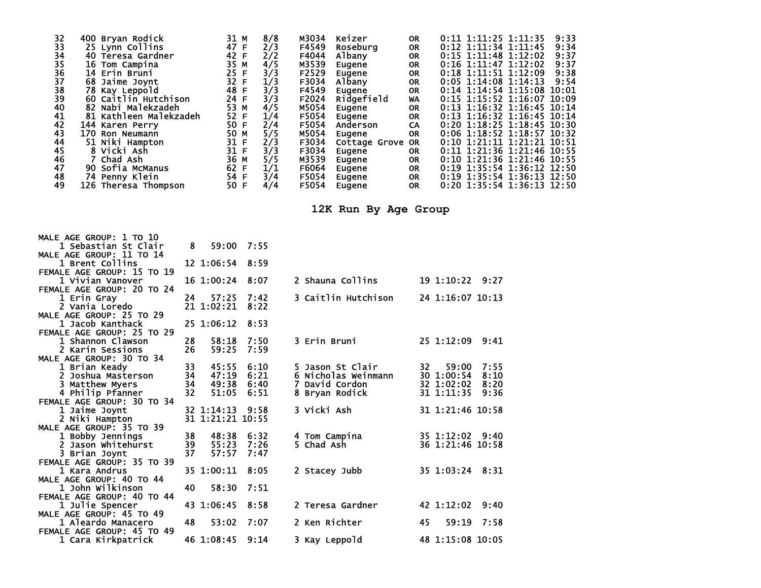| Place | Bib | Name | Age | Sex | Div Place | Division | City | State | Start | Chip Time | Gun Time | Pace |
|---|---|---|---|---|---|---|---|---|---|---|---|---|
| 32 | 400 | Bryan Rodick | 31 | M | 8/8 | M3034 | Keizer | OR | 0:11 | 1:11:25 | 1:11:35 | 9:33 |
| 33 | 25 | Lynn Collins | 47 | F | 2/3 | F4549 | Roseburg | OR | 0:12 | 1:11:34 | 1:11:45 | 9:34 |
| 34 | 40 | Teresa Gardner | 42 | F | 2/2 | F4044 | Albany | OR | 0:15 | 1:11:48 | 1:12:02 | 9:37 |
| 35 | 16 | Tom Campina | 35 | M | 4/5 | M3539 | Eugene | OR | 0:16 | 1:11:47 | 1:12:02 | 9:37 |
| 36 | 14 | Erin Bruni | 25 | F | 3/3 | F2529 | Eugene | OR | 0:18 | 1:11:51 | 1:12:09 | 9:38 |
| 37 | 68 | Jaime Joynt | 32 | F | 1/3 | F3034 | Albany | OR | 0:05 | 1:14:08 | 1:14:13 | 9:54 |
| 38 | 78 | Kay Leppold | 48 | F | 3/3 | F4549 | Eugene | OR | 0:14 | 1:14:54 | 1:15:08 | 10:01 |
| 39 | 60 | Caitlin Hutchison | 24 | F | 3/3 | F2024 | Ridgefield | WA | 0:15 | 1:15:52 | 1:16:07 | 10:09 |
| 40 | 82 | Nabi Malekzadeh | 53 | M | 4/5 | M5054 | Eugene | OR | 0:13 | 1:16:32 | 1:16:45 | 10:14 |
| 41 | 81 | Kathleen Malekzadeh | 52 | F | 1/4 | F5054 | Eugene | OR | 0:13 | 1:16:32 | 1:16:45 | 10:14 |
| 42 | 144 | Karen Perry | 50 | F | 2/4 | F5054 | Anderson | CA | 0:20 | 1:18:25 | 1:18:45 | 10:30 |
| 43 | 170 | Ron Neumann | 50 | M | 5/5 | M5054 | Eugene | OR | 0:06 | 1:18:52 | 1:18:57 | 10:32 |
| 44 | 51 | Niki Hampton | 31 | F | 2/3 | F3034 | Cottage Grove | OR | 0:10 | 1:21:11 | 1:21:21 | 10:51 |
| 45 | 8 | Vicki Ash | 31 | F | 3/3 | F3034 | Eugene | OR | 0:11 | 1:21:36 | 1:21:46 | 10:55 |
| 46 | 7 | Chad Ash | 36 | M | 5/5 | M3539 | Eugene | OR | 0:10 | 1:21:36 | 1:21:46 | 10:55 |
| 47 | 90 | Sofia McManus | 62 | F | 1/1 | F6064 | Eugene | OR | 0:19 | 1:35:54 | 1:36:12 | 12:50 |
| 48 | 74 | Penny Klein | 54 | F | 3/4 | F5054 | Eugene | OR | 0:19 | 1:35:54 | 1:36:13 | 12:50 |
| 49 | 126 | Theresa Thompson | 50 | F | 4/4 | F5054 | Eugene | OR | 0:20 | 1:35:54 | 1:36:13 | 12:50 |

## 12K Run By Age Group

```
MALE AGE GROUP: 1 TO 10
    1 Sebastian St Clair     8   59:00  7:55
MALE AGE GROUP: 11 TO 14
    1 Brent Collins         12 1:06:54  8:59
FEMALE AGE GROUP: 15 TO 19
    1 Vivian Vanover        16 1:00:24  8:07     2 Shauna Collins        19 1:10:22  9:27
FEMALE AGE GROUP: 20 TO 24
    1 Erin Gray             24   57:25  7:42     3 Caitlin Hutchison     24 1:16:07 10:13
    2 Vania Loredo          21 1:02:21  8:22
MALE AGE GROUP: 25 TO 29
    1 Jacob Kanthack        25 1:06:12  8:53
FEMALE AGE GROUP: 25 TO 29
    1 Shannon Clawson       28   58:18  7:50     3 Erin Bruni            25 1:12:09  9:41
    2 Karin Sessions        26   59:25  7:59
MALE AGE GROUP: 30 TO 34
    1 Brian Keady           33   45:55  6:10     5 Jason St Clair        32   59:00  7:55
    2 Joshua Masterson      34   47:19  6:21     6 Nicholas Weinmann     30 1:00:54  8:10
    3 Matthew Myers         34   49:38  6:40     7 David Cordon          32 1:02:02  8:20
    4 Philip Pfanner        32   51:05  6:51     8 Bryan Rodick          31 1:11:35  9:36
FEMALE AGE GROUP: 30 TO 34
    1 Jaime Joynt           32 1:14:13  9:58     3 Vicki Ash             31 1:21:46 10:58
    2 Niki Hampton          31 1:21:21 10:55
MALE AGE GROUP: 35 TO 39
    1 Bobby Jennings        38   48:38  6:32     4 Tom Campina           35 1:12:02  9:40
    2 Jason Whitehurst      39   55:23  7:26     5 Chad Ash              36 1:21:46 10:58
    3 Brian Joynt           37   57:57  7:47
FEMALE AGE GROUP: 35 TO 39
    1 Kara Andrus           35 1:00:11  8:05     2 Stacey Jubb           35 1:03:24  8:31
MALE AGE GROUP: 40 TO 44
    1 John Wilkinson        40   58:30  7:51
FEMALE AGE GROUP: 40 TO 44
    1 Julie Spencer         43 1:06:45  8:58     2 Teresa Gardner        42 1:12:02  9:40
MALE AGE GROUP: 45 TO 49
    1 Aleardo Manacero      48   53:02  7:07     2 Ken Richter           45   59:19  7:58
FEMALE AGE GROUP: 45 TO 49
    1 Cara Kirkpatrick      46 1:08:45  9:14     3 Kay Leppold           48 1:15:08 10:05
```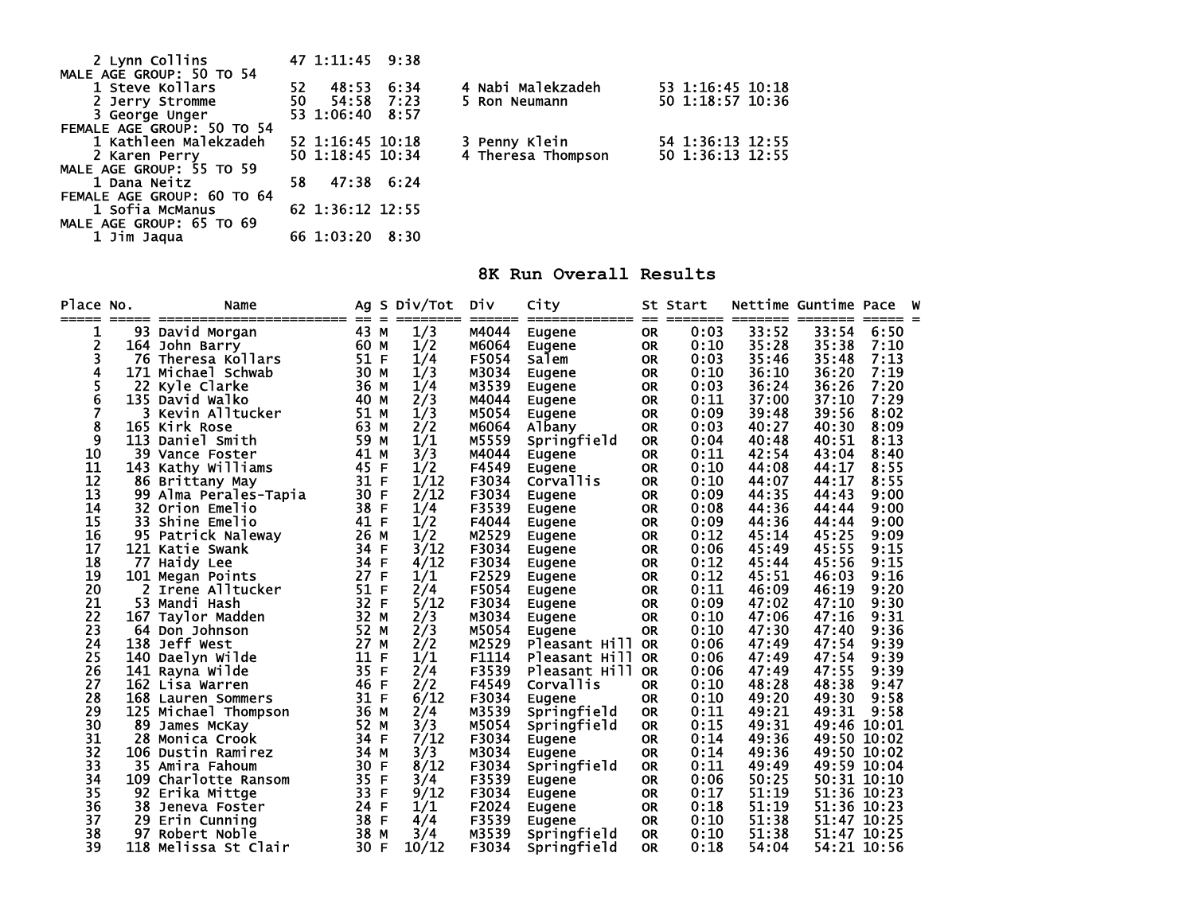```
    2 Lynn Collins          47 1:11:45  9:38
MALE AGE GROUP: 50 TO 54
    1 Steve Kollars         52   48:53  6:34      4 Nabi Malekzadeh       53 1:16:45 10:18
    2 Jerry Stromme         50   54:58  7:23      5 Ron Neumann           50 1:18:57 10:36
    3 George Unger          53 1:06:40  8:57
FEMALE AGE GROUP: 50 TO 54
    1 Kathleen Malekzadeh   52 1:16:45 10:18      3 Penny Klein           54 1:36:13 12:55
    2 Karen Perry           50 1:18:45 10:34      4 Theresa Thompson      50 1:36:13 12:55
MALE AGE GROUP: 55 TO 59
    1 Dana Neitz            58   47:38  6:24
FEMALE AGE GROUP: 60 TO 64
    1 Sofia McManus         62 1:36:12 12:55
MALE AGE GROUP: 65 TO 69
    1 Jim Jaqua             66 1:03:20  8:30
```

## 8K Run Overall Results

| Place | No. | Name | Ag | S | Div/Tot | Div | City | St | Start | Nettime | Guntime | Pace | W |
|---|---|---|---|---|---|---|---|---|---|---|---|---|---|
| 1 | 93 | David Morgan | 43 | M | 1/3 | M4044 | Eugene | OR | 0:03 | 33:52 | 33:54 | 6:50 | |
| 2 | 164 | John Barry | 60 | M | 1/2 | M6064 | Eugene | OR | 0:10 | 35:28 | 35:38 | 7:10 | |
| 3 | 76 | Theresa Kollars | 51 | F | 1/4 | F5054 | Salem | OR | 0:03 | 35:46 | 35:48 | 7:13 | |
| 4 | 171 | Michael Schwab | 30 | M | 1/3 | M3034 | Eugene | OR | 0:10 | 36:10 | 36:20 | 7:19 | |
| 5 | 22 | Kyle Clarke | 36 | M | 1/4 | M3539 | Eugene | OR | 0:03 | 36:24 | 36:26 | 7:20 | |
| 6 | 135 | David Walko | 40 | M | 2/3 | M4044 | Eugene | OR | 0:11 | 37:00 | 37:10 | 7:29 | |
| 7 | 3 | Kevin Alltucker | 51 | M | 1/3 | M5054 | Eugene | OR | 0:09 | 39:48 | 39:56 | 8:02 | |
| 8 | 165 | Kirk Rose | 63 | M | 2/2 | M6064 | Albany | OR | 0:03 | 40:27 | 40:30 | 8:09 | |
| 9 | 113 | Daniel Smith | 59 | M | 1/1 | M5559 | Springfield | OR | 0:04 | 40:48 | 40:51 | 8:13 | |
| 10 | 39 | Vance Foster | 41 | M | 3/3 | M4044 | Eugene | OR | 0:11 | 42:54 | 43:04 | 8:40 | |
| 11 | 143 | Kathy Williams | 45 | F | 1/2 | F4549 | Eugene | OR | 0:10 | 44:08 | 44:17 | 8:55 | |
| 12 | 86 | Brittany May | 31 | F | 1/12 | F3034 | Corvallis | OR | 0:10 | 44:07 | 44:17 | 8:55 | |
| 13 | 99 | Alma Perales-Tapia | 30 | F | 2/12 | F3034 | Eugene | OR | 0:09 | 44:35 | 44:43 | 9:00 | |
| 14 | 32 | Orion Emelio | 38 | F | 1/4 | F3539 | Eugene | OR | 0:08 | 44:36 | 44:44 | 9:00 | |
| 15 | 33 | Shine Emelio | 41 | F | 1/2 | F4044 | Eugene | OR | 0:09 | 44:36 | 44:44 | 9:00 | |
| 16 | 95 | Patrick Naleway | 26 | M | 1/2 | M2529 | Eugene | OR | 0:12 | 45:14 | 45:25 | 9:09 | |
| 17 | 121 | Katie Swank | 34 | F | 3/12 | F3034 | Eugene | OR | 0:06 | 45:49 | 45:55 | 9:15 | |
| 18 | 77 | Haidy Lee | 34 | F | 4/12 | F3034 | Eugene | OR | 0:12 | 45:44 | 45:56 | 9:15 | |
| 19 | 101 | Megan Points | 27 | F | 1/1 | F2529 | Eugene | OR | 0:12 | 45:51 | 46:03 | 9:16 | |
| 20 | 2 | Irene Alltucker | 51 | F | 2/4 | F5054 | Eugene | OR | 0:11 | 46:09 | 46:19 | 9:20 | |
| 21 | 53 | Mandi Hash | 32 | F | 5/12 | F3034 | Eugene | OR | 0:09 | 47:02 | 47:10 | 9:30 | |
| 22 | 167 | Taylor Madden | 32 | M | 2/3 | M3034 | Eugene | OR | 0:10 | 47:06 | 47:16 | 9:31 | |
| 23 | 64 | Don Johnson | 52 | M | 2/3 | M5054 | Eugene | OR | 0:10 | 47:30 | 47:40 | 9:36 | |
| 24 | 138 | Jeff West | 27 | M | 2/2 | M2529 | Pleasant Hill | OR | 0:06 | 47:49 | 47:54 | 9:39 | |
| 25 | 140 | Daelyn Wilde | 11 | F | 1/1 | F1114 | Pleasant Hill | OR | 0:06 | 47:49 | 47:54 | 9:39 | |
| 26 | 141 | Rayna Wilde | 35 | F | 2/4 | F3539 | Pleasant Hill | OR | 0:06 | 47:49 | 47:55 | 9:39 | |
| 27 | 162 | Lisa Warren | 46 | F | 2/2 | F4549 | Corvallis | OR | 0:10 | 48:28 | 48:38 | 9:47 | |
| 28 | 168 | Lauren Sommers | 31 | F | 6/12 | F3034 | Eugene | OR | 0:10 | 49:20 | 49:30 | 9:58 | |
| 29 | 125 | Michael Thompson | 36 | M | 2/4 | M3539 | Springfield | OR | 0:11 | 49:21 | 49:31 | 9:58 | |
| 30 | 89 | James McKay | 52 | M | 3/3 | M5054 | Springfield | OR | 0:15 | 49:31 | 49:46 | 10:01 | |
| 31 | 28 | Monica Crook | 34 | F | 7/12 | F3034 | Eugene | OR | 0:14 | 49:36 | 49:50 | 10:02 | |
| 32 | 106 | Dustin Ramirez | 34 | M | 3/3 | M3034 | Eugene | OR | 0:14 | 49:36 | 49:50 | 10:02 | |
| 33 | 35 | Amira Fahoum | 30 | F | 8/12 | F3034 | Springfield | OR | 0:11 | 49:49 | 49:59 | 10:04 | |
| 34 | 109 | Charlotte Ransom | 35 | F | 3/4 | F3539 | Eugene | OR | 0:06 | 50:25 | 50:31 | 10:10 | |
| 35 | 92 | Erika Mittge | 33 | F | 9/12 | F3034 | Eugene | OR | 0:17 | 51:19 | 51:36 | 10:23 | |
| 36 | 38 | Jeneva Foster | 24 | F | 1/1 | F2024 | Eugene | OR | 0:18 | 51:19 | 51:36 | 10:23 | |
| 37 | 29 | Erin Cunning | 38 | F | 4/4 | F3539 | Eugene | OR | 0:10 | 51:38 | 51:47 | 10:25 | |
| 38 | 97 | Robert Noble | 38 | M | 3/4 | M3539 | Springfield | OR | 0:10 | 51:38 | 51:47 | 10:25 | |
| 39 | 118 | Melissa St Clair | 30 | F | 10/12 | F3034 | Springfield | OR | 0:18 | 54:04 | 54:21 | 10:56 | |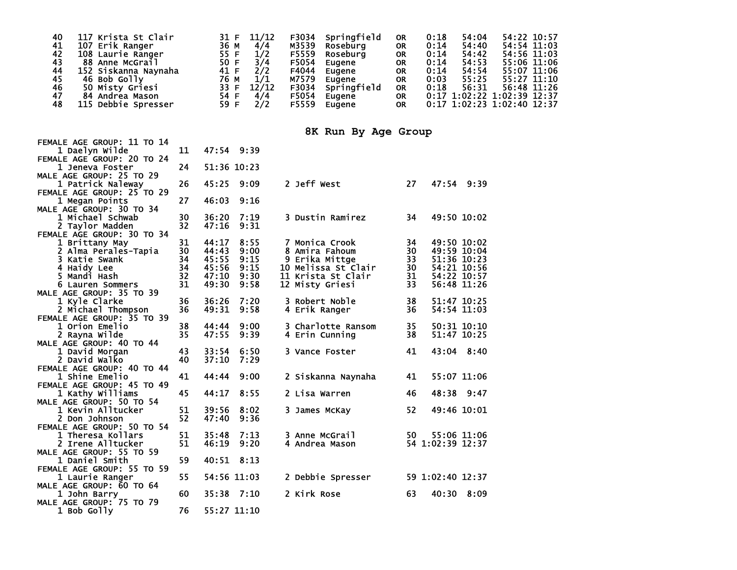| Place | Bib | Name | Age | Sex | Div Place | Division | City | State | Start | Chip Time | Gun Time | Pace |
|---|---|---|---|---|---|---|---|---|---|---|---|---|
| 40 | 117 | Krista St Clair | 31 | F | 11/12 | F3034 | Springfield | OR | 0:18 | 54:04 | 54:22 | 10:57 |
| 41 | 107 | Erik Ranger | 36 | M | 4/4 | M3539 | Roseburg | OR | 0:14 | 54:40 | 54:54 | 11:03 |
| 42 | 108 | Laurie Ranger | 55 | F | 1/2 | F5559 | Roseburg | OR | 0:14 | 54:42 | 54:56 | 11:03 |
| 43 | 88 | Anne McGrail | 50 | F | 3/4 | F5054 | Eugene | OR | 0:14 | 54:53 | 55:06 | 11:06 |
| 44 | 152 | Siskanna Naynaha | 41 | F | 2/2 | F4044 | Eugene | OR | 0:14 | 54:54 | 55:07 | 11:06 |
| 45 | 46 | Bob Golly | 76 | M | 1/1 | M7579 | Eugene | OR | 0:03 | 55:25 | 55:27 | 11:10 |
| 46 | 50 | Misty Griesi | 33 | F | 12/12 | F3034 | Springfield | OR | 0:18 | 56:31 | 56:48 | 11:26 |
| 47 | 84 | Andrea Mason | 54 | F | 4/4 | F5054 | Eugene | OR | 0:17 | 1:02:22 | 1:02:39 | 12:37 |
| 48 | 115 | Debbie Spresser | 59 | F | 2/2 | F5559 | Eugene | OR | 0:17 | 1:02:23 | 1:02:40 | 12:37 |

## 8K Run By Age Group

**FEMALE AGE GROUP: 11 TO 14**

| Place | Name | Age | Time | Pace |
|---|---|---|---|---|
| 1 | Daelyn Wilde | 11 | 47:54 | 9:39 |

**FEMALE AGE GROUP: 20 TO 24**

| Place | Name | Age | Time | Pace |
|---|---|---|---|---|
| 1 | Jeneva Foster | 24 | 51:36 | 10:23 |

**MALE AGE GROUP: 25 TO 29**

| Place | Name | Age | Time | Pace |
|---|---|---|---|---|
| 1 | Patrick Naleway | 26 | 45:25 | 9:09 |
| 2 | Jeff West | 27 | 47:54 | 9:39 |

**FEMALE AGE GROUP: 25 TO 29**

| Place | Name | Age | Time | Pace |
|---|---|---|---|---|
| 1 | Megan Points | 27 | 46:03 | 9:16 |

**MALE AGE GROUP: 30 TO 34**

| Place | Name | Age | Time | Pace |
|---|---|---|---|---|
| 1 | Michael Schwab | 30 | 36:20 | 7:19 |
| 2 | Taylor Madden | 32 | 47:16 | 9:31 |
| 3 | Dustin Ramirez | 34 | 49:50 | 10:02 |

**FEMALE AGE GROUP: 30 TO 34**

| Place | Name | Age | Time | Pace |
|---|---|---|---|---|
| 1 | Brittany May | 31 | 44:17 | 8:55 |
| 2 | Alma Perales-Tapia | 30 | 44:43 | 9:00 |
| 3 | Katie Swank | 34 | 45:55 | 9:15 |
| 4 | Haidy Lee | 34 | 45:56 | 9:15 |
| 5 | Mandi Hash | 32 | 47:10 | 9:30 |
| 6 | Lauren Sommers | 31 | 49:30 | 9:58 |
| 7 | Monica Crook | 34 | 49:50 | 10:02 |
| 8 | Amira Fahoum | 30 | 49:59 | 10:04 |
| 9 | Erika Mittge | 33 | 51:36 | 10:23 |
| 10 | Melissa St Clair | 30 | 54:21 | 10:56 |
| 11 | Krista St Clair | 31 | 54:22 | 10:57 |
| 12 | Misty Griesi | 33 | 56:48 | 11:26 |

**MALE AGE GROUP: 35 TO 39**

| Place | Name | Age | Time | Pace |
|---|---|---|---|---|
| 1 | Kyle Clarke | 36 | 36:26 | 7:20 |
| 2 | Michael Thompson | 36 | 49:31 | 9:58 |
| 3 | Robert Noble | 38 | 51:47 | 10:25 |
| 4 | Erik Ranger | 36 | 54:54 | 11:03 |

**FEMALE AGE GROUP: 35 TO 39**

| Place | Name | Age | Time | Pace |
|---|---|---|---|---|
| 1 | Orion Emelio | 38 | 44:44 | 9:00 |
| 2 | Rayna Wilde | 35 | 47:55 | 9:39 |
| 3 | Charlotte Ransom | 35 | 50:31 | 10:10 |
| 4 | Erin Cunning | 38 | 51:47 | 10:25 |

**MALE AGE GROUP: 40 TO 44**

| Place | Name | Age | Time | Pace |
|---|---|---|---|---|
| 1 | David Morgan | 43 | 33:54 | 6:50 |
| 2 | David Walko | 40 | 37:10 | 7:29 |
| 3 | Vance Foster | 41 | 43:04 | 8:40 |

**FEMALE AGE GROUP: 40 TO 44**

| Place | Name | Age | Time | Pace |
|---|---|---|---|---|
| 1 | Shine Emelio | 41 | 44:44 | 9:00 |
| 2 | Siskanna Naynaha | 41 | 55:07 | 11:06 |

**FEMALE AGE GROUP: 45 TO 49**

| Place | Name | Age | Time | Pace |
|---|---|---|---|---|
| 1 | Kathy Williams | 45 | 44:17 | 8:55 |
| 2 | Lisa Warren | 46 | 48:38 | 9:47 |

**MALE AGE GROUP: 50 TO 54**

| Place | Name | Age | Time | Pace |
|---|---|---|---|---|
| 1 | Kevin Alltucker | 51 | 39:56 | 8:02 |
| 2 | Don Johnson | 52 | 47:40 | 9:36 |
| 3 | James McKay | 52 | 49:46 | 10:01 |

**FEMALE AGE GROUP: 50 TO 54**

| Place | Name | Age | Time | Pace |
|---|---|---|---|---|
| 1 | Theresa Kollars | 51 | 35:48 | 7:13 |
| 2 | Irene Alltucker | 51 | 46:19 | 9:20 |
| 3 | Anne McGrail | 50 | 55:06 | 11:06 |
| 4 | Andrea Mason | 54 | 1:02:39 | 12:37 |

**MALE AGE GROUP: 55 TO 59**

| Place | Name | Age | Time | Pace |
|---|---|---|---|---|
| 1 | Daniel Smith | 59 | 40:51 | 8:13 |

**FEMALE AGE GROUP: 55 TO 59**

| Place | Name | Age | Time | Pace |
|---|---|---|---|---|
| 1 | Laurie Ranger | 55 | 54:56 | 11:03 |
| 2 | Debbie Spresser | 59 | 1:02:40 | 12:37 |

**MALE AGE GROUP: 60 TO 64**

| Place | Name | Age | Time | Pace |
|---|---|---|---|---|
| 1 | John Barry | 60 | 35:38 | 7:10 |
| 2 | Kirk Rose | 63 | 40:30 | 8:09 |

**MALE AGE GROUP: 75 TO 79**

| Place | Name | Age | Time | Pace |
|---|---|---|---|---|
| 1 | Bob Golly | 76 | 55:27 | 11:10 |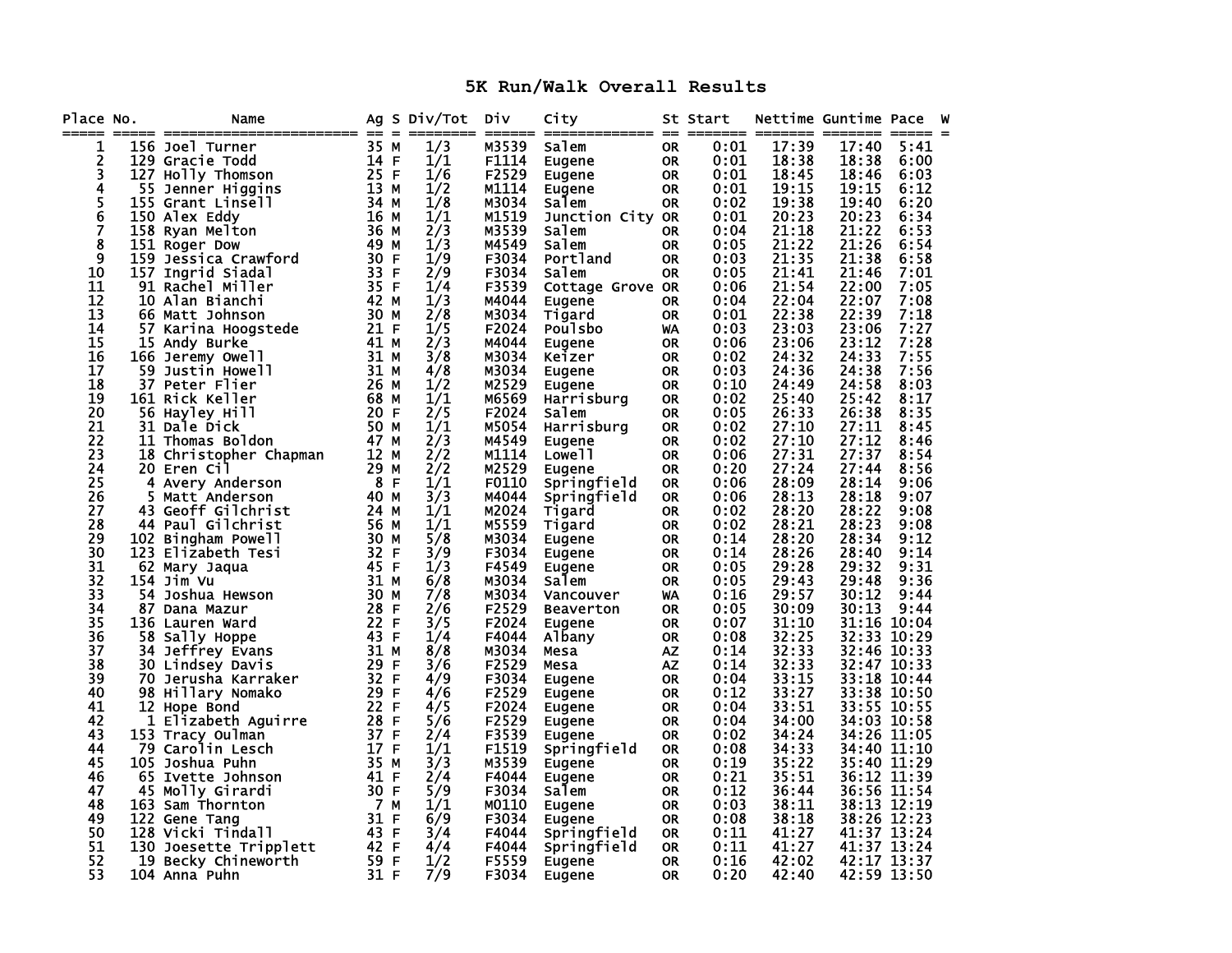# 5K Run/Walk Overall Results

| Place | No. | Name | Ag | S | Div/Tot | Div | City | St | Start | Nettime | Guntime | Pace | W |
|---|---|---|---|---|---|---|---|---|---|---|---|---|---|
| 1 | 156 | Joel Turner | 35 | M | 1/3 | M3539 | Salem | OR | 0:01 | 17:39 | 17:40 | 5:41 | |
| 2 | 129 | Gracie Todd | 14 | F | 1/1 | F1114 | Eugene | OR | 0:01 | 18:38 | 18:38 | 6:00 | |
| 3 | 127 | Holly Thomson | 25 | F | 1/6 | F2529 | Eugene | OR | 0:01 | 18:45 | 18:46 | 6:03 | |
| 4 | 55 | Jenner Higgins | 13 | M | 1/2 | M1114 | Eugene | OR | 0:01 | 19:15 | 19:15 | 6:12 | |
| 5 | 155 | Grant Linsell | 34 | M | 1/8 | M3034 | Salem | OR | 0:02 | 19:38 | 19:40 | 6:20 | |
| 6 | 150 | Alex Eddy | 16 | M | 1/1 | M1519 | Junction City | OR | 0:01 | 20:23 | 20:23 | 6:34 | |
| 7 | 158 | Ryan Melton | 36 | M | 2/3 | M3539 | Salem | OR | 0:04 | 21:18 | 21:22 | 6:53 | |
| 8 | 151 | Roger Dow | 49 | M | 1/3 | M4549 | Salem | OR | 0:05 | 21:22 | 21:26 | 6:54 | |
| 9 | 159 | Jessica Crawford | 30 | F | 1/9 | F3034 | Portland | OR | 0:03 | 21:35 | 21:38 | 6:58 | |
| 10 | 157 | Ingrid Siadal | 33 | F | 2/9 | F3034 | Salem | OR | 0:05 | 21:41 | 21:46 | 7:01 | |
| 11 | 91 | Rachel Miller | 35 | F | 1/4 | F3539 | Cottage Grove | OR | 0:06 | 21:54 | 22:00 | 7:05 | |
| 12 | 10 | Alan Bianchi | 42 | M | 1/3 | M4044 | Eugene | OR | 0:04 | 22:04 | 22:07 | 7:08 | |
| 13 | 66 | Matt Johnson | 30 | M | 2/8 | M3034 | Tigard | OR | 0:01 | 22:38 | 22:39 | 7:18 | |
| 14 | 57 | Karina Hoogstede | 21 | F | 1/5 | F2024 | Poulsbo | WA | 0:03 | 23:03 | 23:06 | 7:27 | |
| 15 | 15 | Andy Burke | 41 | M | 2/3 | M4044 | Eugene | OR | 0:06 | 23:06 | 23:12 | 7:28 | |
| 16 | 166 | Jeremy Owell | 31 | M | 3/8 | M3034 | Keizer | OR | 0:02 | 24:32 | 24:33 | 7:55 | |
| 17 | 59 | Justin Howell | 31 | M | 4/8 | M3034 | Eugene | OR | 0:03 | 24:36 | 24:38 | 7:56 | |
| 18 | 37 | Peter Flier | 26 | M | 1/2 | M2529 | Eugene | OR | 0:10 | 24:49 | 24:58 | 8:03 | |
| 19 | 161 | Rick Keller | 68 | M | 1/1 | M6569 | Harrisburg | OR | 0:02 | 25:40 | 25:42 | 8:17 | |
| 20 | 56 | Hayley Hill | 20 | F | 2/5 | F2024 | Salem | OR | 0:05 | 26:33 | 26:38 | 8:35 | |
| 21 | 31 | Dale Dick | 50 | M | 1/1 | M5054 | Harrisburg | OR | 0:02 | 27:10 | 27:11 | 8:45 | |
| 22 | 11 | Thomas Boldon | 47 | M | 2/3 | M4549 | Eugene | OR | 0:02 | 27:10 | 27:12 | 8:46 | |
| 23 | 18 | Christopher Chapman | 12 | M | 2/2 | M1114 | Lowell | OR | 0:06 | 27:31 | 27:37 | 8:54 | |
| 24 | 20 | Eren Cil | 29 | M | 2/2 | M2529 | Eugene | OR | 0:20 | 27:24 | 27:44 | 8:56 | |
| 25 | 4 | Avery Anderson | 8 | F | 1/1 | F0110 | Springfield | OR | 0:06 | 28:09 | 28:14 | 9:06 | |
| 26 | 5 | Matt Anderson | 40 | M | 3/3 | M4044 | Springfield | OR | 0:06 | 28:13 | 28:18 | 9:07 | |
| 27 | 43 | Geoff Gilchrist | 24 | M | 1/1 | M2024 | Tigard | OR | 0:02 | 28:20 | 28:22 | 9:08 | |
| 28 | 44 | Paul Gilchrist | 56 | M | 1/1 | M5559 | Tigard | OR | 0:02 | 28:21 | 28:23 | 9:08 | |
| 29 | 102 | Bingham Powell | 30 | M | 5/8 | M3034 | Eugene | OR | 0:14 | 28:20 | 28:34 | 9:12 | |
| 30 | 123 | Elizabeth Tesi | 32 | F | 3/9 | F3034 | Eugene | OR | 0:14 | 28:26 | 28:40 | 9:14 | |
| 31 | 62 | Mary Jaqua | 45 | F | 1/3 | F4549 | Eugene | OR | 0:05 | 29:28 | 29:32 | 9:31 | |
| 32 | 154 | Jim Vu | 31 | M | 6/8 | M3034 | Salem | OR | 0:05 | 29:43 | 29:48 | 9:36 | |
| 33 | 54 | Joshua Hewson | 30 | M | 7/8 | M3034 | Vancouver | WA | 0:16 | 29:57 | 30:12 | 9:44 | |
| 34 | 87 | Dana Mazur | 28 | F | 2/6 | F2529 | Beaverton | OR | 0:05 | 30:09 | 30:13 | 9:44 | |
| 35 | 136 | Lauren Ward | 22 | F | 3/5 | F2024 | Eugene | OR | 0:07 | 31:10 | 31:16 | 10:04 | |
| 36 | 58 | Sally Hoppe | 43 | F | 1/4 | F4044 | Albany | OR | 0:08 | 32:25 | 32:33 | 10:29 | |
| 37 | 34 | Jeffrey Evans | 31 | M | 8/8 | M3034 | Mesa | AZ | 0:14 | 32:33 | 32:46 | 10:33 | |
| 38 | 30 | Lindsey Davis | 29 | F | 3/6 | F2529 | Mesa | AZ | 0:14 | 32:33 | 32:47 | 10:33 | |
| 39 | 70 | Jerusha Karraker | 32 | F | 4/9 | F3034 | Eugene | OR | 0:04 | 33:15 | 33:18 | 10:44 | |
| 40 | 98 | Hillary Nomako | 29 | F | 4/6 | F2529 | Eugene | OR | 0:12 | 33:27 | 33:38 | 10:50 | |
| 41 | 12 | Hope Bond | 22 | F | 4/5 | F2024 | Eugene | OR | 0:04 | 33:51 | 33:55 | 10:55 | |
| 42 | 1 | Elizabeth Aguirre | 28 | F | 5/6 | F2529 | Eugene | OR | 0:04 | 34:00 | 34:03 | 10:58 | |
| 43 | 153 | Tracy Oulman | 37 | F | 2/4 | F3539 | Eugene | OR | 0:02 | 34:24 | 34:26 | 11:05 | |
| 44 | 79 | Carolin Lesch | 17 | F | 1/1 | F1519 | Springfield | OR | 0:08 | 34:33 | 34:40 | 11:10 | |
| 45 | 105 | Joshua Puhn | 35 | M | 3/3 | M3539 | Eugene | OR | 0:19 | 35:22 | 35:40 | 11:29 | |
| 46 | 65 | Ivette Johnson | 41 | F | 2/4 | F4044 | Eugene | OR | 0:21 | 35:51 | 36:12 | 11:39 | |
| 47 | 45 | Molly Girardi | 30 | F | 5/9 | F3034 | Salem | OR | 0:12 | 36:44 | 36:56 | 11:54 | |
| 48 | 163 | Sam Thornton | 7 | M | 1/1 | M0110 | Eugene | OR | 0:03 | 38:11 | 38:13 | 12:19 | |
| 49 | 122 | Gene Tang | 31 | F | 6/9 | F3034 | Eugene | OR | 0:08 | 38:18 | 38:26 | 12:23 | |
| 50 | 128 | Vicki Tindall | 43 | F | 3/4 | F4044 | Springfield | OR | 0:11 | 41:27 | 41:37 | 13:24 | |
| 51 | 130 | Joesette Tripplett | 42 | F | 4/4 | F4044 | Springfield | OR | 0:11 | 41:27 | 41:37 | 13:24 | |
| 52 | 19 | Becky Chineworth | 59 | F | 1/2 | F5559 | Eugene | OR | 0:16 | 42:02 | 42:17 | 13:37 | |
| 53 | 104 | Anna Puhn | 31 | F | 7/9 | F3034 | Eugene | OR | 0:20 | 42:40 | 42:59 | 13:50 | |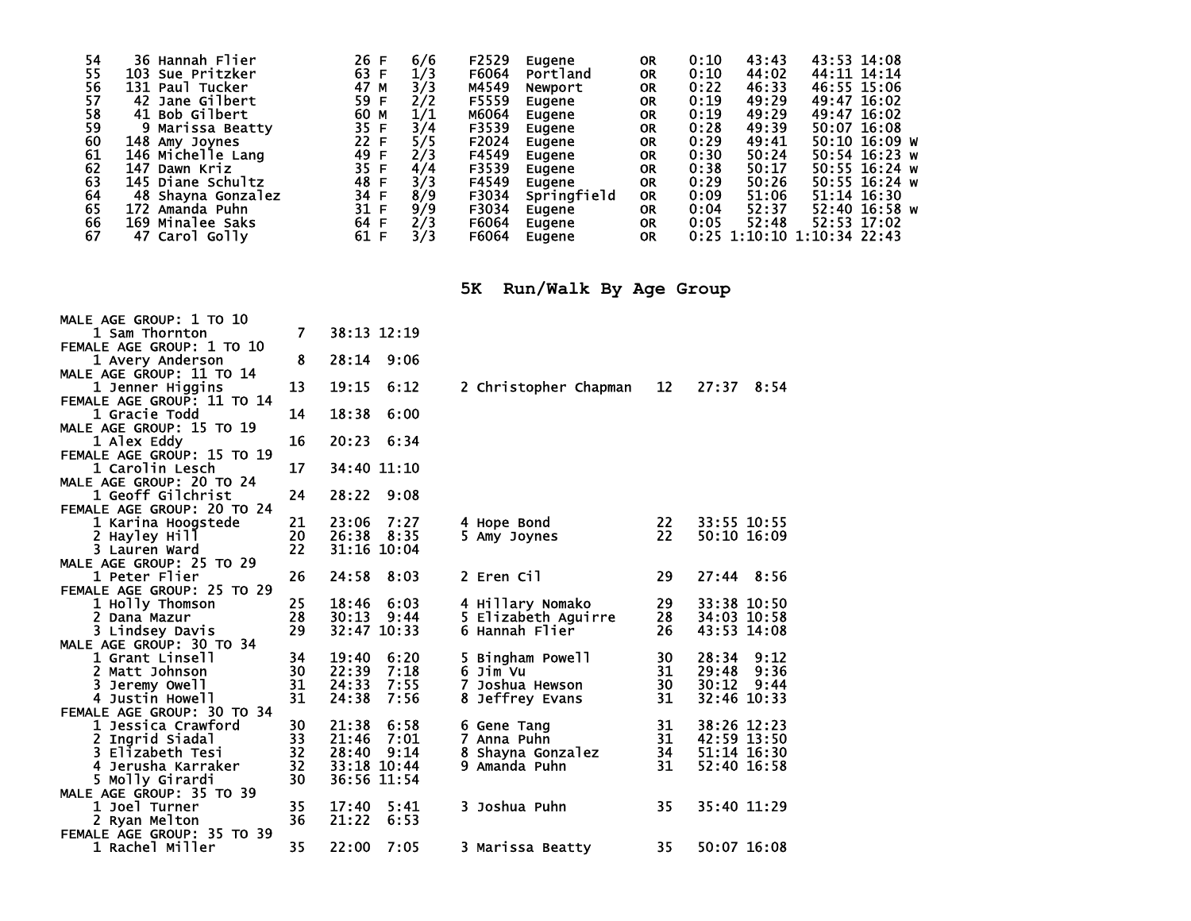| Place | Bib | Name | Age | Sex | Div Place | Division | City | State | Gun Offset | Chip Time | Gun Time | Pace | |
|---|---|---|---|---|---|---|---|---|---|---|---|---|---|
| 54 | 36 | Hannah Flier | 26 | F | 6/6 | F2529 | Eugene | OR | 0:10 | 43:43 | 43:53 | 14:08 | |
| 55 | 103 | Sue Pritzker | 63 | F | 1/3 | F6064 | Portland | OR | 0:10 | 44:02 | 44:11 | 14:14 | |
| 56 | 131 | Paul Tucker | 47 | M | 3/3 | M4549 | Newport | OR | 0:22 | 46:33 | 46:55 | 15:06 | |
| 57 | 42 | Jane Gilbert | 59 | F | 2/2 | F5559 | Eugene | OR | 0:19 | 49:29 | 49:47 | 16:02 | |
| 58 | 41 | Bob Gilbert | 60 | M | 1/1 | M6064 | Eugene | OR | 0:19 | 49:29 | 49:47 | 16:02 | |
| 59 | 9 | Marissa Beatty | 35 | F | 3/4 | F3539 | Eugene | OR | 0:28 | 49:39 | 50:07 | 16:08 | |
| 60 | 148 | Amy Joynes | 22 | F | 5/5 | F2024 | Eugene | OR | 0:29 | 49:41 | 50:10 | 16:09 | w |
| 61 | 146 | Michelle Lang | 49 | F | 2/3 | F4549 | Eugene | OR | 0:30 | 50:24 | 50:54 | 16:23 | w |
| 62 | 147 | Dawn Kriz | 35 | F | 4/4 | F3539 | Eugene | OR | 0:38 | 50:17 | 50:55 | 16:24 | w |
| 63 | 145 | Diane Schultz | 48 | F | 3/3 | F4549 | Eugene | OR | 0:29 | 50:26 | 50:55 | 16:24 | w |
| 64 | 48 | Shayna Gonzalez | 34 | F | 8/9 | F3034 | Springfield | OR | 0:09 | 51:06 | 51:14 | 16:30 | |
| 65 | 172 | Amanda Puhn | 31 | F | 9/9 | F3034 | Eugene | OR | 0:04 | 52:37 | 52:40 | 16:58 | w |
| 66 | 169 | Minalee Saks | 64 | F | 2/3 | F6064 | Eugene | OR | 0:05 | 52:48 | 52:53 | 17:02 | |
| 67 | 47 | Carol Golly | 61 | F | 3/3 | F6064 | Eugene | OR | 0:25 | 1:10:10 | 1:10:34 | 22:43 | |

## 5K Run/Walk By Age Group

**MALE AGE GROUP: 1 TO 10**

1 Sam Thornton 7 38:13 12:19

**FEMALE AGE GROUP: 1 TO 10**

1 Avery Anderson 8 28:14 9:06

**MALE AGE GROUP: 11 TO 14**

1 Jenner Higgins 13 19:15 6:12
2 Christopher Chapman 12 27:37 8:54

**FEMALE AGE GROUP: 11 TO 14**

1 Gracie Todd 14 18:38 6:00

**MALE AGE GROUP: 15 TO 19**

1 Alex Eddy 16 20:23 6:34

**FEMALE AGE GROUP: 15 TO 19**

1 Carolin Lesch 17 34:40 11:10

**MALE AGE GROUP: 20 TO 24**

1 Geoff Gilchrist 24 28:22 9:08

**FEMALE AGE GROUP: 20 TO 24**

1 Karina Hoogstede 21 23:06 7:27
2 Hayley Hill 20 26:38 8:35
3 Lauren Ward 22 31:16 10:04
4 Hope Bond 22 33:55 10:55
5 Amy Joynes 22 50:10 16:09

**MALE AGE GROUP: 25 TO 29**

1 Peter Flier 26 24:58 8:03
2 Eren Cil 29 27:44 8:56

**FEMALE AGE GROUP: 25 TO 29**

1 Holly Thomson 25 18:46 6:03
2 Dana Mazur 28 30:13 9:44
3 Lindsey Davis 29 32:47 10:33
4 Hillary Nomako 29 33:38 10:50
5 Elizabeth Aguirre 28 34:03 10:58
6 Hannah Flier 26 43:53 14:08

**MALE AGE GROUP: 30 TO 34**

1 Grant Linsell 34 19:40 6:20
2 Matt Johnson 30 22:39 7:18
3 Jeremy Owell 31 24:33 7:55
4 Justin Howell 31 24:38 7:56
5 Bingham Powell 30 28:34 9:12
6 Jim Vu 31 29:48 9:36
7 Joshua Hewson 30 30:12 9:44
8 Jeffrey Evans 31 32:46 10:33

**FEMALE AGE GROUP: 30 TO 34**

1 Jessica Crawford 30 21:38 6:58
2 Ingrid Siadal 33 21:46 7:01
3 Elizabeth Tesi 32 28:40 9:14
4 Jerusha Karraker 32 33:18 10:44
5 Molly Girardi 30 36:56 11:54
6 Gene Tang 31 38:26 12:23
7 Anna Puhn 31 42:59 13:50
8 Shayna Gonzalez 34 51:14 16:30
9 Amanda Puhn 31 52:40 16:58

**MALE AGE GROUP: 35 TO 39**

1 Joel Turner 35 17:40 5:41
2 Ryan Melton 36 21:22 6:53
3 Joshua Puhn 35 35:40 11:29

**FEMALE AGE GROUP: 35 TO 39**

1 Rachel Miller 35 22:00 7:05
3 Marissa Beatty 35 50:07 16:08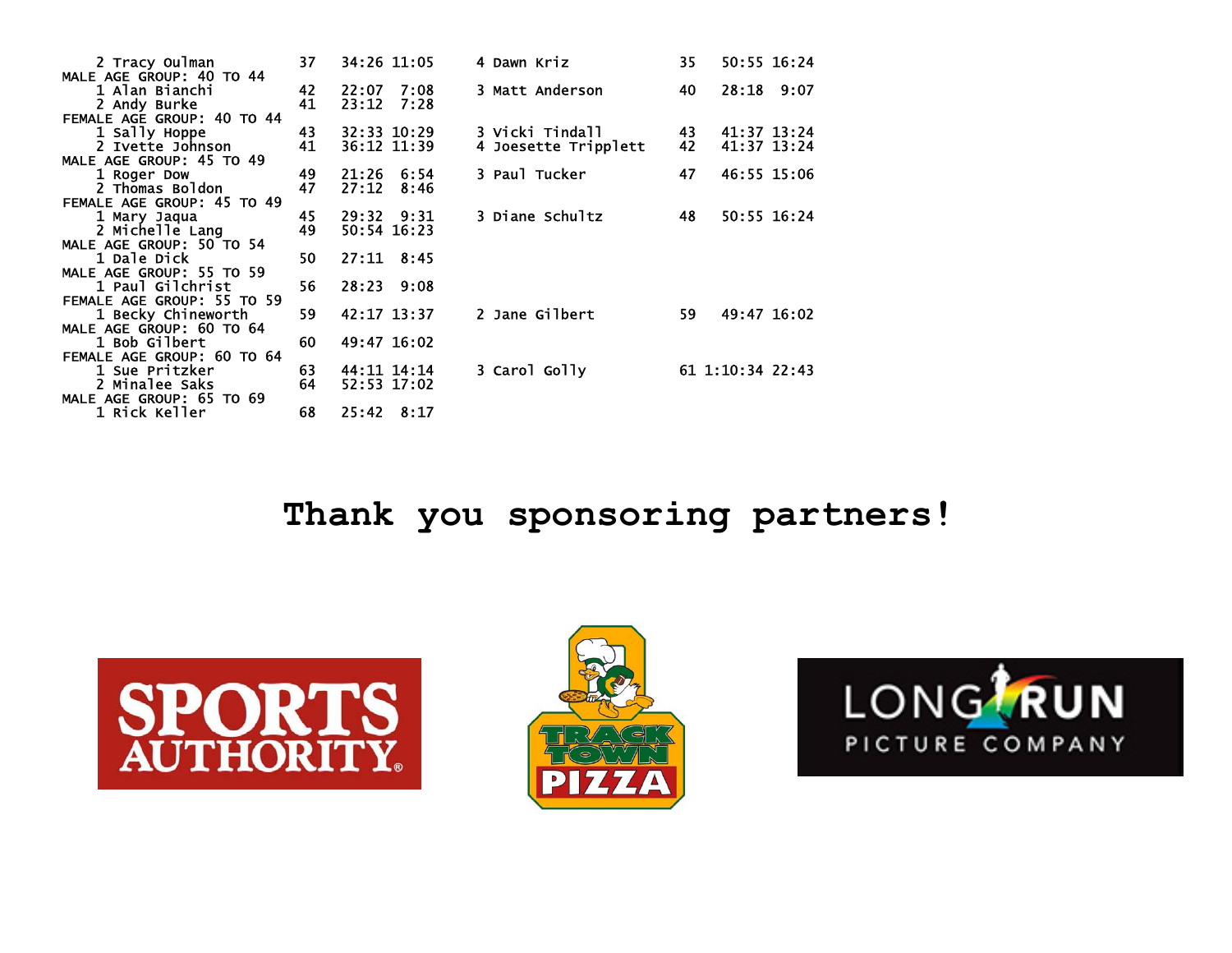```
    2 Tracy Oulman              37    34:26 11:05       4 Dawn Kriz                35    50:55 16:24
MALE AGE GROUP: 40 TO 44
    1 Alan Bianchi              42    22:07  7:08       3 Matt Anderson            40    28:18  9:07
    2 Andy Burke                41    23:12  7:28
FEMALE AGE GROUP: 40 TO 44
    1 Sally Hoppe               43    32:33 10:29       3 Vicki Tindall            43    41:37 13:24
    2 Ivette Johnson            41    36:12 11:39       4 Joesette Tripplett       42    41:37 13:24
MALE AGE GROUP: 45 TO 49
    1 Roger Dow                 49    21:26  6:54       3 Paul Tucker              47    46:55 15:06
    2 Thomas Boldon             47    27:12  8:46
FEMALE AGE GROUP: 45 TO 49
    1 Mary Jaqua                45    29:32  9:31       3 Diane Schultz            48    50:55 16:24
    2 Michelle Lang             49    50:54 16:23
MALE AGE GROUP: 50 TO 54
    1 Dale Dick                 50    27:11  8:45
MALE AGE GROUP: 55 TO 59
    1 Paul Gilchrist            56    28:23  9:08
FEMALE AGE GROUP: 55 TO 59
    1 Becky Chineworth          59    42:17 13:37       2 Jane Gilbert             59    49:47 16:02
MALE AGE GROUP: 60 TO 64
    1 Bob Gilbert               60    49:47 16:02
FEMALE AGE GROUP: 60 TO 64
    1 Sue Pritzker              63    44:11 14:14       3 Carol Golly              61 1:10:34 22:43
    2 Minalee Saks              64    52:53 17:02
MALE AGE GROUP: 65 TO 69
    1 Rick Keller               68    25:42  8:17
```

**Thank you sponsoring partners!**

SPORTS AUTHORITY

TRACK TOWN PIZZA

LONG RUN PICTURE COMPANY